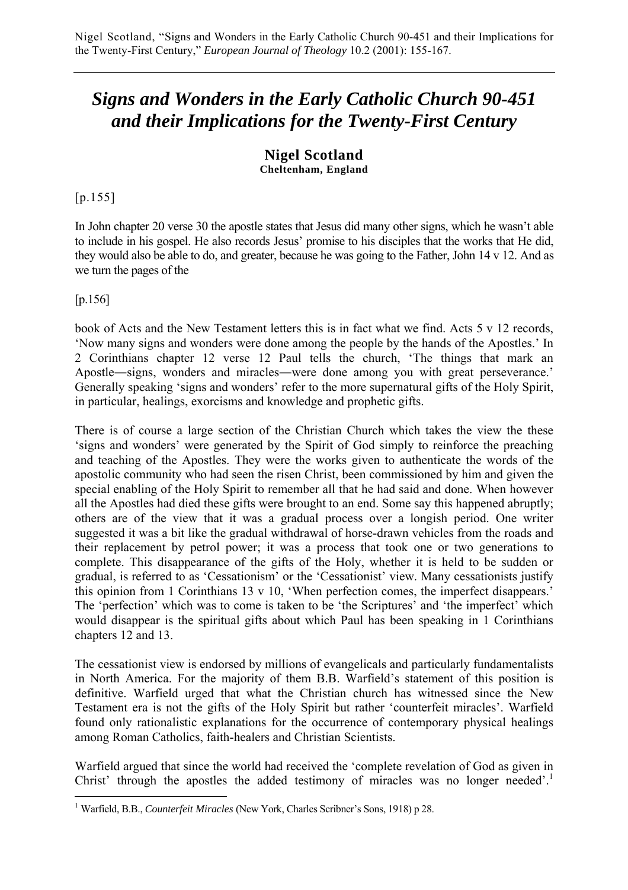Nigel Scotland, "Signs and Wonders in the Early Catholic Church 90-451 and their Implications for the Twenty-First Century," *European Journal of Theology* 10.2 (2001): 155-167.

# *Signs and Wonders in the Early Catholic Church 90-451 and their Implications for the Twenty-First Century*

**Nigel Scotland**
**Cheltenham, England**

[p.155]

In John chapter 20 verse 30 the apostle states that Jesus did many other signs, which he wasn't able to include in his gospel. He also records Jesus' promise to his disciples that the works that He did, they would also be able to do, and greater, because he was going to the Father, John 14 v 12. And as we turn the pages of the

[p.156]

book of Acts and the New Testament letters this is in fact what we find. Acts 5 v 12 records, 'Now many signs and wonders were done among the people by the hands of the Apostles.' In 2 Corinthians chapter 12 verse 12 Paul tells the church, 'The things that mark an Apostle―signs, wonders and miracles―were done among you with great perseverance.' Generally speaking 'signs and wonders' refer to the more supernatural gifts of the Holy Spirit, in particular, healings, exorcisms and knowledge and prophetic gifts.

There is of course a large section of the Christian Church which takes the view the these 'signs and wonders' were generated by the Spirit of God simply to reinforce the preaching and teaching of the Apostles. They were the works given to authenticate the words of the apostolic community who had seen the risen Christ, been commissioned by him and given the special enabling of the Holy Spirit to remember all that he had said and done. When however all the Apostles had died these gifts were brought to an end. Some say this happened abruptly; others are of the view that it was a gradual process over a longish period. One writer suggested it was a bit like the gradual withdrawal of horse-drawn vehicles from the roads and their replacement by petrol power; it was a process that took one or two generations to complete. This disappearance of the gifts of the Holy, whether it is held to be sudden or gradual, is referred to as 'Cessationism' or the 'Cessationist' view. Many cessationists justify this opinion from 1 Corinthians 13 v 10, 'When perfection comes, the imperfect disappears.' The 'perfection' which was to come is taken to be 'the Scriptures' and 'the imperfect' which would disappear is the spiritual gifts about which Paul has been speaking in 1 Corinthians chapters 12 and 13.

The cessationist view is endorsed by millions of evangelicals and particularly fundamentalists in North America. For the majority of them B.B. Warfield's statement of this position is definitive. Warfield urged that what the Christian church has witnessed since the New Testament era is not the gifts of the Holy Spirit but rather 'counterfeit miracles'. Warfield found only rationalistic explanations for the occurrence of contemporary physical healings among Roman Catholics, faith-healers and Christian Scientists.

Warfield argued that since the world had received the 'complete revelation of God as given in Christ' through the apostles the added testimony of miracles was no longer needed'.[1]

[1] Warfield, B.B., *Counterfeit Miracles* (New York, Charles Scribner's Sons, 1918) p 28.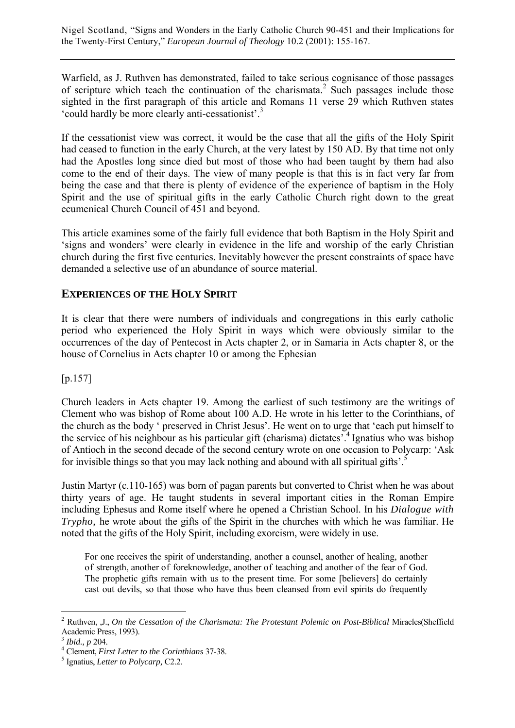Warfield, as J. Ruthven has demonstrated, failed to take serious cognisance of those passages of scripture which teach the continuation of the charismata.[2] Such passages include those sighted in the first paragraph of this article and Romans 11 verse 29 which Ruthven states 'could hardly be more clearly anti-cessationist'.[3]

If the cessationist view was correct, it would be the case that all the gifts of the Holy Spirit had ceased to function in the early Church, at the very latest by 150 AD. By that time not only had the Apostles long since died but most of those who had been taught by them had also come to the end of their days. The view of many people is that this is in fact very far from being the case and that there is plenty of evidence of the experience of baptism in the Holy Spirit and the use of spiritual gifts in the early Catholic Church right down to the great ecumenical Church Council of 451 and beyond.

This article examines some of the fairly full evidence that both Baptism in the Holy Spirit and 'signs and wonders' were clearly in evidence in the life and worship of the early Christian church during the first five centuries. Inevitably however the present constraints of space have demanded a selective use of an abundance of source material.

## EXPERIENCES OF THE HOLY SPIRIT

It is clear that there were numbers of individuals and congregations in this early catholic period who experienced the Holy Spirit in ways which were obviously similar to the occurrences of the day of Pentecost in Acts chapter 2, or in Samaria in Acts chapter 8, or the house of Cornelius in Acts chapter 10 or among the Ephesian

[p.157]

Church leaders in Acts chapter 19. Among the earliest of such testimony are the writings of Clement who was bishop of Rome about 100 A.D. He wrote in his letter to the Corinthians, of the church as the body ' preserved in Christ Jesus'. He went on to urge that 'each put himself to the service of his neighbour as his particular gift (charisma) dictates'.[4] Ignatius who was bishop of Antioch in the second decade of the second century wrote on one occasion to Polycarp: 'Ask for invisible things so that you may lack nothing and abound with all spiritual gifts'.[5]

Justin Martyr (c.110-165) was born of pagan parents but converted to Christ when he was about thirty years of age. He taught students in several important cities in the Roman Empire including Ephesus and Rome itself where he opened a Christian School. In his *Dialogue with Trypho,* he wrote about the gifts of the Spirit in the churches with which he was familiar. He noted that the gifts of the Holy Spirit, including exorcism, were widely in use.

> For one receives the spirit of understanding, another a counsel, another of healing, another of strength, another of foreknowledge, another of teaching and another of the fear of God. The prophetic gifts remain with us to the present time. For some [believers] do certainly cast out devils, so that those who have thus been cleansed from evil spirits do frequently

---

[2] Ruthven, ,J., *On the Cessation of the Charismata: The Protestant Polemic on Post-Biblical* Miracles(Sheffield Academic Press, 1993).

[3] *Ibid., p* 204.

[4] Clement, *First Letter to the Corinthians* 37-38.

[5] Ignatius, *Letter to Polycarp,* C2.2.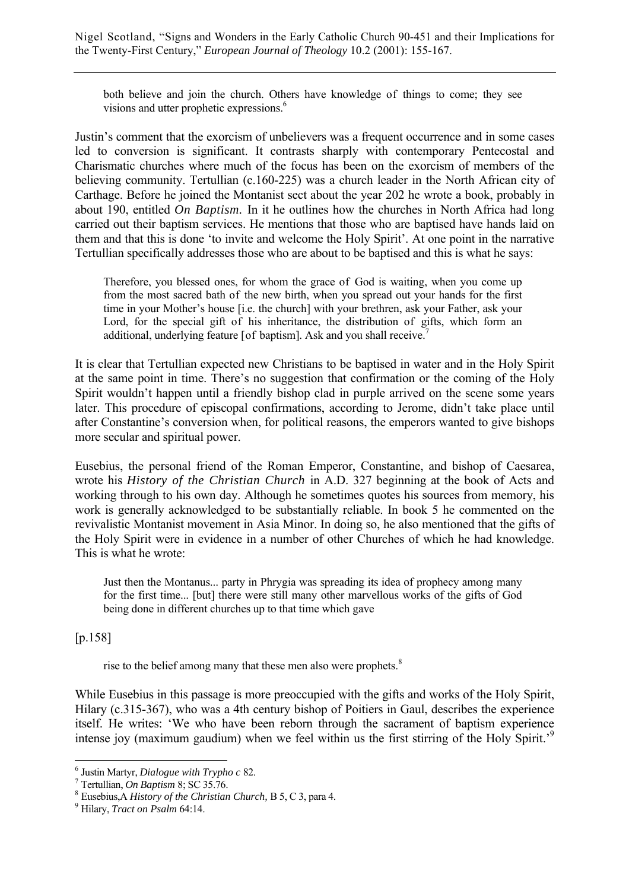> both believe and join the church. Others have knowledge of things to come; they see visions and utter prophetic expressions.[6]

Justin's comment that the exorcism of unbelievers was a frequent occurrence and in some cases led to conversion is significant. It contrasts sharply with contemporary Pentecostal and Charismatic churches where much of the focus has been on the exorcism of members of the believing community. Tertullian (c.160-225) was a church leader in the North African city of Carthage. Before he joined the Montanist sect about the year 202 he wrote a book, probably in about 190, entitled *On Baptism.* In it he outlines how the churches in North Africa had long carried out their baptism services. He mentions that those who are baptised have hands laid on them and that this is done 'to invite and welcome the Holy Spirit'. At one point in the narrative Tertullian specifically addresses those who are about to be baptised and this is what he says:

> Therefore, you blessed ones, for whom the grace of God is waiting, when you come up from the most sacred bath of the new birth, when you spread out your hands for the first time in your Mother's house [i.e. the church] with your brethren, ask your Father, ask your Lord, for the special gift of his inheritance, the distribution of gifts, which form an additional, underlying feature [of baptism]. Ask and you shall receive.[7]

It is clear that Tertullian expected new Christians to be baptised in water and in the Holy Spirit at the same point in time. There's no suggestion that confirmation or the coming of the Holy Spirit wouldn't happen until a friendly bishop clad in purple arrived on the scene some years later. This procedure of episcopal confirmations, according to Jerome, didn't take place until after Constantine's conversion when, for political reasons, the emperors wanted to give bishops more secular and spiritual power.

Eusebius, the personal friend of the Roman Emperor, Constantine, and bishop of Caesarea, wrote his *History of the Christian Church* in A.D. 327 beginning at the book of Acts and working through to his own day. Although he sometimes quotes his sources from memory, his work is generally acknowledged to be substantially reliable. In book 5 he commented on the revivalistic Montanist movement in Asia Minor. In doing so, he also mentioned that the gifts of the Holy Spirit were in evidence in a number of other Churches of which he had knowledge. This is what he wrote:

> Just then the Montanus... party in Phrygia was spreading its idea of prophecy among many for the first time... [but] there were still many other marvellous works of the gifts of God being done in different churches up to that time which gave

[p.158]

> rise to the belief among many that these men also were prophets.[8]

While Eusebius in this passage is more preoccupied with the gifts and works of the Holy Spirit, Hilary (c.315-367), who was a 4th century bishop of Poitiers in Gaul, describes the experience itself. He writes: 'We who have been reborn through the sacrament of baptism experience intense joy (maximum gaudium) when we feel within us the first stirring of the Holy Spirit.'[9]

---

[6] Justin Martyr, *Dialogue with Trypho c* 82.

[7] Tertullian, *On Baptism* 8; SC 35.76.

[8] Eusebius,A *History of the Christian Church,* B 5, C 3, para 4.

[9] Hilary, *Tract on Psalm* 64:14.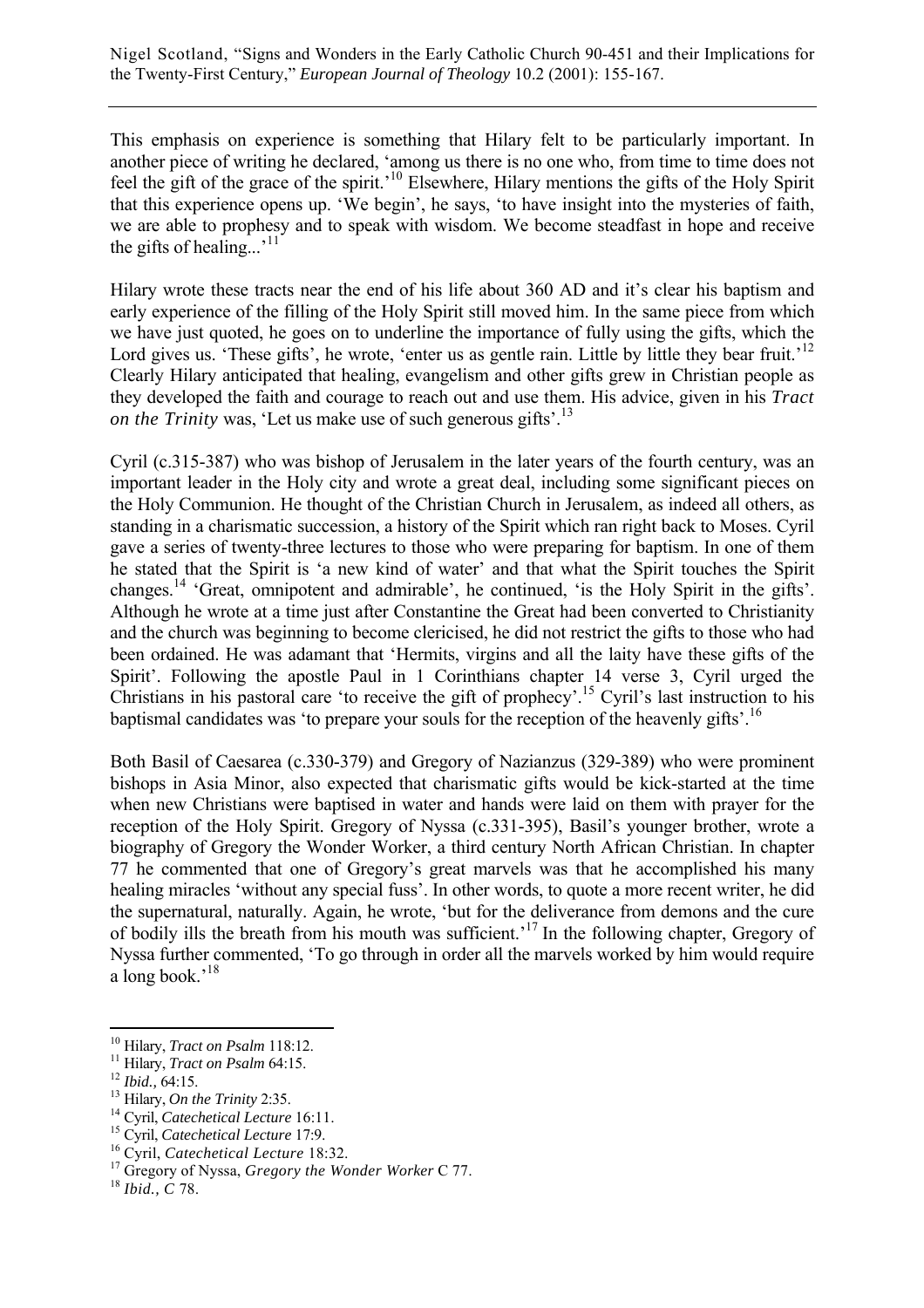This emphasis on experience is something that Hilary felt to be particularly important. In another piece of writing he declared, 'among us there is no one who, from time to time does not feel the gift of the grace of the spirit.'[10] Elsewhere, Hilary mentions the gifts of the Holy Spirit that this experience opens up. 'We begin', he says, 'to have insight into the mysteries of faith, we are able to prophesy and to speak with wisdom. We become steadfast in hope and receive the gifts of healing...'[11]

Hilary wrote these tracts near the end of his life about 360 AD and it's clear his baptism and early experience of the filling of the Holy Spirit still moved him. In the same piece from which we have just quoted, he goes on to underline the importance of fully using the gifts, which the Lord gives us. 'These gifts', he wrote, 'enter us as gentle rain. Little by little they bear fruit.'[12] Clearly Hilary anticipated that healing, evangelism and other gifts grew in Christian people as they developed the faith and courage to reach out and use them. His advice, given in his *Tract on the Trinity* was, 'Let us make use of such generous gifts'.[13]

Cyril (c.315-387) who was bishop of Jerusalem in the later years of the fourth century, was an important leader in the Holy city and wrote a great deal, including some significant pieces on the Holy Communion. He thought of the Christian Church in Jerusalem, as indeed all others, as standing in a charismatic succession, a history of the Spirit which ran right back to Moses. Cyril gave a series of twenty-three lectures to those who were preparing for baptism. In one of them he stated that the Spirit is 'a new kind of water' and that what the Spirit touches the Spirit changes.[14] 'Great, omnipotent and admirable', he continued, 'is the Holy Spirit in the gifts'. Although he wrote at a time just after Constantine the Great had been converted to Christianity and the church was beginning to become clericised, he did not restrict the gifts to those who had been ordained. He was adamant that 'Hermits, virgins and all the laity have these gifts of the Spirit'. Following the apostle Paul in 1 Corinthians chapter 14 verse 3, Cyril urged the Christians in his pastoral care 'to receive the gift of prophecy'.[15] Cyril's last instruction to his baptismal candidates was 'to prepare your souls for the reception of the heavenly gifts'.[16]

Both Basil of Caesarea (c.330-379) and Gregory of Nazianzus (329-389) who were prominent bishops in Asia Minor, also expected that charismatic gifts would be kick-started at the time when new Christians were baptised in water and hands were laid on them with prayer for the reception of the Holy Spirit. Gregory of Nyssa (c.331-395), Basil's younger brother, wrote a biography of Gregory the Wonder Worker, a third century North African Christian. In chapter 77 he commented that one of Gregory's great marvels was that he accomplished his many healing miracles 'without any special fuss'. In other words, to quote a more recent writer, he did the supernatural, naturally. Again, he wrote, 'but for the deliverance from demons and the cure of bodily ills the breath from his mouth was sufficient.'[17] In the following chapter, Gregory of Nyssa further commented, 'To go through in order all the marvels worked by him would require a long book.'[18]

---

[10] Hilary, *Tract on Psalm* 118:12.
[11] Hilary, *Tract on Psalm* 64:15.
[12] *Ibid.,* 64:15.
[13] Hilary, *On the Trinity* 2:35.
[14] Cyril, *Catechetical Lecture* 16:11.
[15] Cyril, *Catechetical Lecture* 17:9.
[16] Cyril, *Catechetical Lecture* 18:32.
[17] Gregory of Nyssa, *Gregory the Wonder Worker* C 77.
[18] *Ibid., C* 78.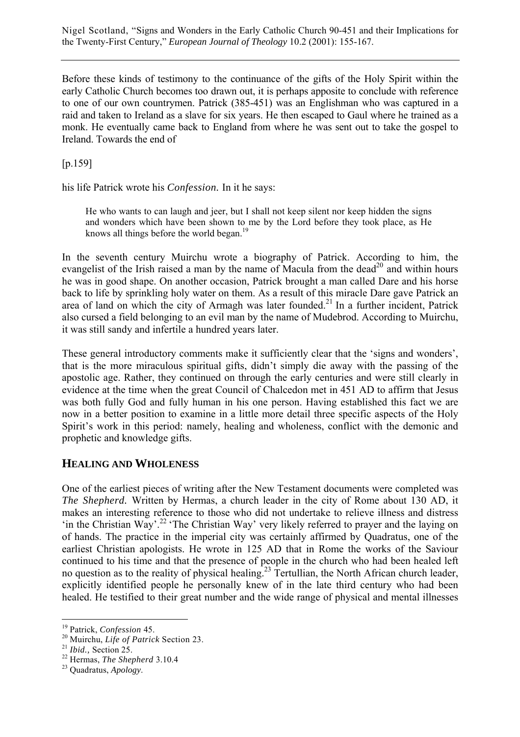Before these kinds of testimony to the continuance of the gifts of the Holy Spirit within the early Catholic Church becomes too drawn out, it is perhaps apposite to conclude with reference to one of our own countrymen. Patrick (385-451) was an Englishman who was captured in a raid and taken to Ireland as a slave for six years. He then escaped to Gaul where he trained as a monk. He eventually came back to England from where he was sent out to take the gospel to Ireland. Towards the end of

[p.159]

his life Patrick wrote his *Confession.* In it he says:

> He who wants to can laugh and jeer, but I shall not keep silent nor keep hidden the signs and wonders which have been shown to me by the Lord before they took place, as He knows all things before the world began.[19]

In the seventh century Muirchu wrote a biography of Patrick. According to him, the evangelist of the Irish raised a man by the name of Macula from the dead[20] and within hours he was in good shape. On another occasion, Patrick brought a man called Dare and his horse back to life by sprinkling holy water on them. As a result of this miracle Dare gave Patrick an area of land on which the city of Armagh was later founded.[21] In a further incident, Patrick also cursed a field belonging to an evil man by the name of Mudebrod. According to Muirchu, it was still sandy and infertile a hundred years later.

These general introductory comments make it sufficiently clear that the 'signs and wonders', that is the more miraculous spiritual gifts, didn't simply die away with the passing of the apostolic age. Rather, they continued on through the early centuries and were still clearly in evidence at the time when the great Council of Chalcedon met in 451 AD to affirm that Jesus was both fully God and fully human in his one person. Having established this fact we are now in a better position to examine in a little more detail three specific aspects of the Holy Spirit's work in this period: namely, healing and wholeness, conflict with the demonic and prophetic and knowledge gifts.

## HEALING AND WHOLENESS

One of the earliest pieces of writing after the New Testament documents were completed was *The Shepherd.* Written by Hermas, a church leader in the city of Rome about 130 AD, it makes an interesting reference to those who did not undertake to relieve illness and distress 'in the Christian Way'.[22] 'The Christian Way' very likely referred to prayer and the laying on of hands. The practice in the imperial city was certainly affirmed by Quadratus, one of the earliest Christian apologists. He wrote in 125 AD that in Rome the works of the Saviour continued to his time and that the presence of people in the church who had been healed left no question as to the reality of physical healing.[23] Tertullian, the North African church leader, explicitly identified people he personally knew of in the late third century who had been healed. He testified to their great number and the wide range of physical and mental illnesses

---

[19] Patrick, *Confession* 45.

[20] Muirchu, *Life of Patrick* Section 23.

[21] *Ibid.,* Section 25.

[22] Hermas, *The Shepherd* 3.10.4

[23] Quadratus, *Apology*.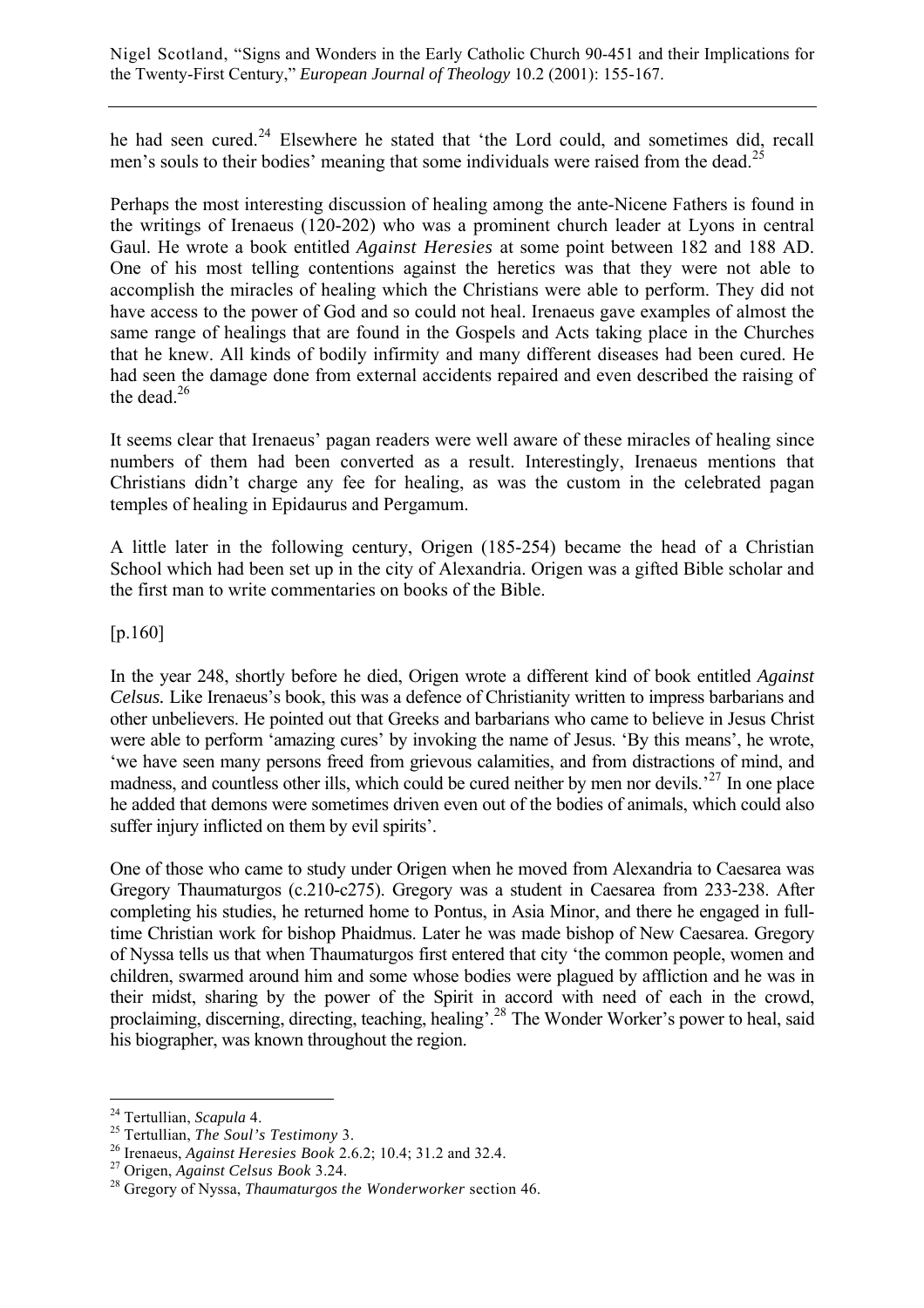he had seen cured.[24] Elsewhere he stated that 'the Lord could, and sometimes did, recall men's souls to their bodies' meaning that some individuals were raised from the dead.[25]

Perhaps the most interesting discussion of healing among the ante-Nicene Fathers is found in the writings of Irenaeus (120-202) who was a prominent church leader at Lyons in central Gaul. He wrote a book entitled *Against Heresies* at some point between 182 and 188 AD. One of his most telling contentions against the heretics was that they were not able to accomplish the miracles of healing which the Christians were able to perform. They did not have access to the power of God and so could not heal. Irenaeus gave examples of almost the same range of healings that are found in the Gospels and Acts taking place in the Churches that he knew. All kinds of bodily infirmity and many different diseases had been cured. He had seen the damage done from external accidents repaired and even described the raising of the dead.[26]

It seems clear that Irenaeus' pagan readers were well aware of these miracles of healing since numbers of them had been converted as a result. Interestingly, Irenaeus mentions that Christians didn't charge any fee for healing, as was the custom in the celebrated pagan temples of healing in Epidaurus and Pergamum.

A little later in the following century, Origen (185-254) became the head of a Christian School which had been set up in the city of Alexandria. Origen was a gifted Bible scholar and the first man to write commentaries on books of the Bible.

[p.160]

In the year 248, shortly before he died, Origen wrote a different kind of book entitled *Against Celsus.* Like Irenaeus's book, this was a defence of Christianity written to impress barbarians and other unbelievers. He pointed out that Greeks and barbarians who came to believe in Jesus Christ were able to perform 'amazing cures' by invoking the name of Jesus. 'By this means', he wrote, 'we have seen many persons freed from grievous calamities, and from distractions of mind, and madness, and countless other ills, which could be cured neither by men nor devils.'[27] In one place he added that demons were sometimes driven even out of the bodies of animals, which could also suffer injury inflicted on them by evil spirits'.

One of those who came to study under Origen when he moved from Alexandria to Caesarea was Gregory Thaumaturgos (c.210-c275). Gregory was a student in Caesarea from 233-238. After completing his studies, he returned home to Pontus, in Asia Minor, and there he engaged in full-time Christian work for bishop Phaidmus. Later he was made bishop of New Caesarea. Gregory of Nyssa tells us that when Thaumaturgos first entered that city 'the common people, women and children, swarmed around him and some whose bodies were plagued by affliction and he was in their midst, sharing by the power of the Spirit in accord with need of each in the crowd, proclaiming, discerning, directing, teaching, healing'.[28] The Wonder Worker's power to heal, said his biographer, was known throughout the region.

---

[24] Tertullian, *Scapula* 4.

[25] Tertullian, *The Soul's Testimony* 3.

[26] Irenaeus, *Against Heresies Book* 2.6.2; 10.4; 31.2 and 32.4.

[27] Origen, *Against Celsus Book* 3.24.

[28] Gregory of Nyssa, *Thaumaturgos the Wonderworker* section 46.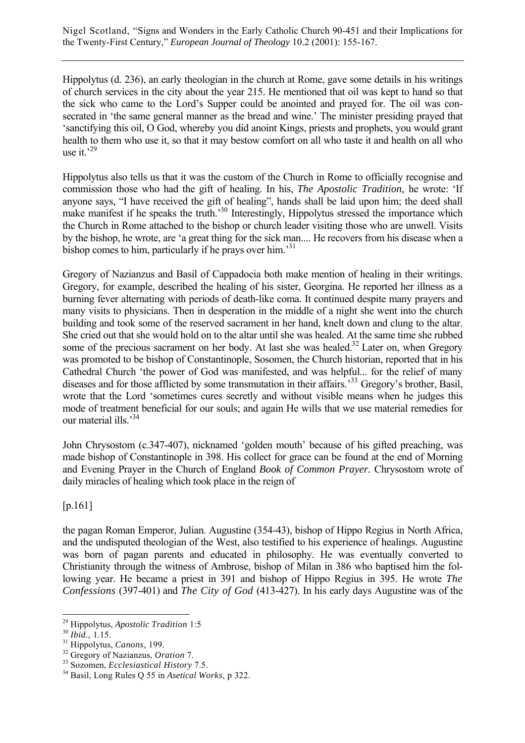Hippolytus (d. 236), an early theologian in the church at Rome, gave some details in his writings of church services in the city about the year 215. He mentioned that oil was kept to hand so that the sick who came to the Lord's Supper could be anointed and prayed for. The oil was consecrated in 'the same general manner as the bread and wine.' The minister presiding prayed that 'sanctifying this oil, O God, whereby you did anoint Kings, priests and prophets, you would grant health to them who use it, so that it may bestow comfort on all who taste it and health on all who use it.'[29]

Hippolytus also tells us that it was the custom of the Church in Rome to officially recognise and commission those who had the gift of healing. In his, *The Apostolic Tradition,* he wrote: 'If anyone says, "I have received the gift of healing", hands shall be laid upon him; the deed shall make manifest if he speaks the truth.'[30] Interestingly, Hippolytus stressed the importance which the Church in Rome attached to the bishop or church leader visiting those who are unwell. Visits by the bishop, he wrote, are 'a great thing for the sick man.... He recovers from his disease when a bishop comes to him, particularly if he prays over him.'[31]

Gregory of Nazianzus and Basil of Cappadocia both make mention of healing in their writings. Gregory, for example, described the healing of his sister, Georgina. He reported her illness as a burning fever alternating with periods of death-like coma. It continued despite many prayers and many visits to physicians. Then in desperation in the middle of a night she went into the church building and took some of the reserved sacrament in her hand, knelt down and clung to the altar. She cried out that she would hold on to the altar until she was healed. At the same time she rubbed some of the precious sacrament on her body. At last she was healed.[32] Later on, when Gregory was promoted to be bishop of Constantinople, Sosomen, the Church historian, reported that in his Cathedral Church 'the power of God was manifested, and was helpful... for the relief of many diseases and for those afflicted by some transmutation in their affairs.'[33] Gregory's brother, Basil, wrote that the Lord 'sometimes cures secretly and without visible means when he judges this mode of treatment beneficial for our souls; and again He wills that we use material remedies for our material ills.'[34]

John Chrysostom (c.347-407), nicknamed 'golden mouth' because of his gifted preaching, was made bishop of Constantinople in 398. His collect for grace can be found at the end of Morning and Evening Prayer in the Church of England *Book of Common Prayer.* Chrysostom wrote of daily miracles of healing which took place in the reign of

[p.161]

the pagan Roman Emperor, Julian. Augustine (354-43), bishop of Hippo Regius in North Africa, and the undisputed theologian of the West, also testified to his experience of healings. Augustine was born of pagan parents and educated in philosophy. He was eventually converted to Christianity through the witness of Ambrose, bishop of Milan in 386 who baptised him the following year. He became a priest in 391 and bishop of Hippo Regius in 395. He wrote *The Confessions* (397-401) and *The City of God* (413-427). In his early days Augustine was of the

---

[29] Hippolytus, *Apostolic Tradition* 1:5

[30] *Ibid.,* 1.15.

[31] Hippolytus, *Canons,* 199.

[32] Gregory of Nazianzus, *Oration* 7.

[33] Sozomen, *Ecclesiastical History* 7.5.

[34] Basil, Long Rules Q 55 in *Asetical Works*, p 322.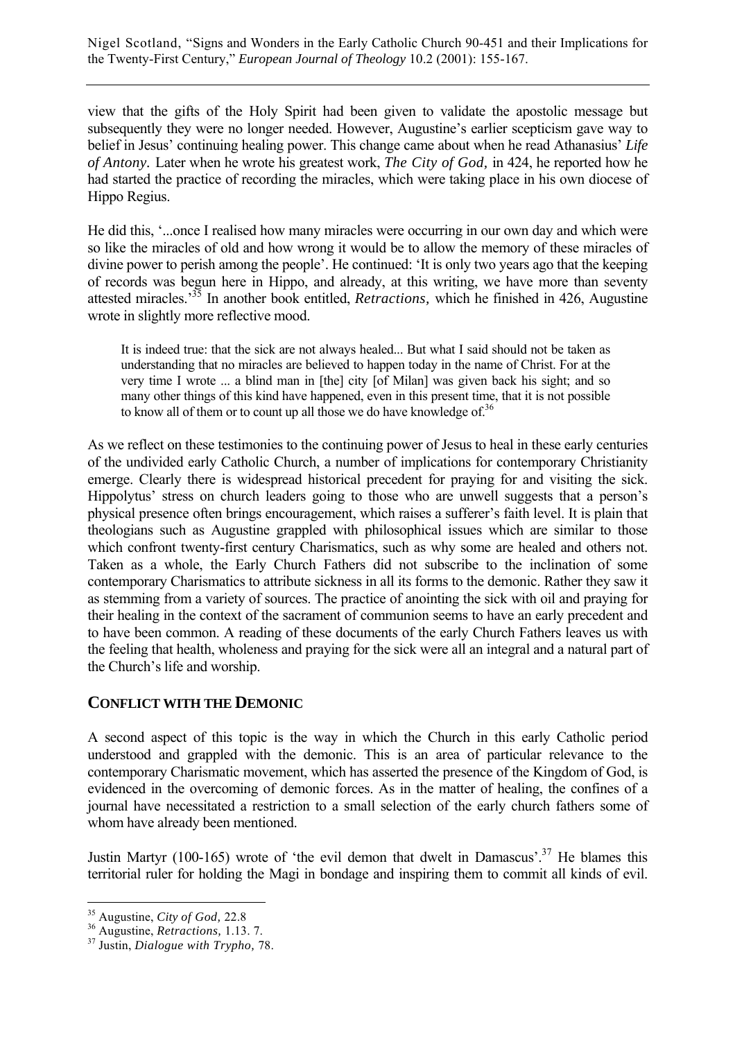view that the gifts of the Holy Spirit had been given to validate the apostolic message but subsequently they were no longer needed. However, Augustine's earlier scepticism gave way to belief in Jesus' continuing healing power. This change came about when he read Athanasius' *Life of Antony.* Later when he wrote his greatest work, *The City of God,* in 424, he reported how he had started the practice of recording the miracles, which were taking place in his own diocese of Hippo Regius.

He did this, '...once I realised how many miracles were occurring in our own day and which were so like the miracles of old and how wrong it would be to allow the memory of these miracles of divine power to perish among the people'. He continued: 'It is only two years ago that the keeping of records was begun here in Hippo, and already, at this writing, we have more than seventy attested miracles.'[35] In another book entitled, *Retractions,* which he finished in 426, Augustine wrote in slightly more reflective mood.

> It is indeed true: that the sick are not always healed... But what I said should not be taken as understanding that no miracles are believed to happen today in the name of Christ. For at the very time I wrote ... a blind man in [the] city [of Milan] was given back his sight; and so many other things of this kind have happened, even in this present time, that it is not possible to know all of them or to count up all those we do have knowledge of.[36]

As we reflect on these testimonies to the continuing power of Jesus to heal in these early centuries of the undivided early Catholic Church, a number of implications for contemporary Christianity emerge. Clearly there is widespread historical precedent for praying for and visiting the sick. Hippolytus' stress on church leaders going to those who are unwell suggests that a person's physical presence often brings encouragement, which raises a sufferer's faith level. It is plain that theologians such as Augustine grappled with philosophical issues which are similar to those which confront twenty-first century Charismatics, such as why some are healed and others not. Taken as a whole, the Early Church Fathers did not subscribe to the inclination of some contemporary Charismatics to attribute sickness in all its forms to the demonic. Rather they saw it as stemming from a variety of sources. The practice of anointing the sick with oil and praying for their healing in the context of the sacrament of communion seems to have an early precedent and to have been common. A reading of these documents of the early Church Fathers leaves us with the feeling that health, wholeness and praying for the sick were all an integral and a natural part of the Church's life and worship.

## CONFLICT WITH THE DEMONIC

A second aspect of this topic is the way in which the Church in this early Catholic period understood and grappled with the demonic. This is an area of particular relevance to the contemporary Charismatic movement, which has asserted the presence of the Kingdom of God, is evidenced in the overcoming of demonic forces. As in the matter of healing, the confines of a journal have necessitated a restriction to a small selection of the early church fathers some of whom have already been mentioned.

Justin Martyr (100-165) wrote of 'the evil demon that dwelt in Damascus'.[37] He blames this territorial ruler for holding the Magi in bondage and inspiring them to commit all kinds of evil.

---

[35] Augustine, *City of God,* 22.8

[36] Augustine, *Retractions,* 1.13. 7.

[37] Justin, *Dialogue with Trypho,* 78.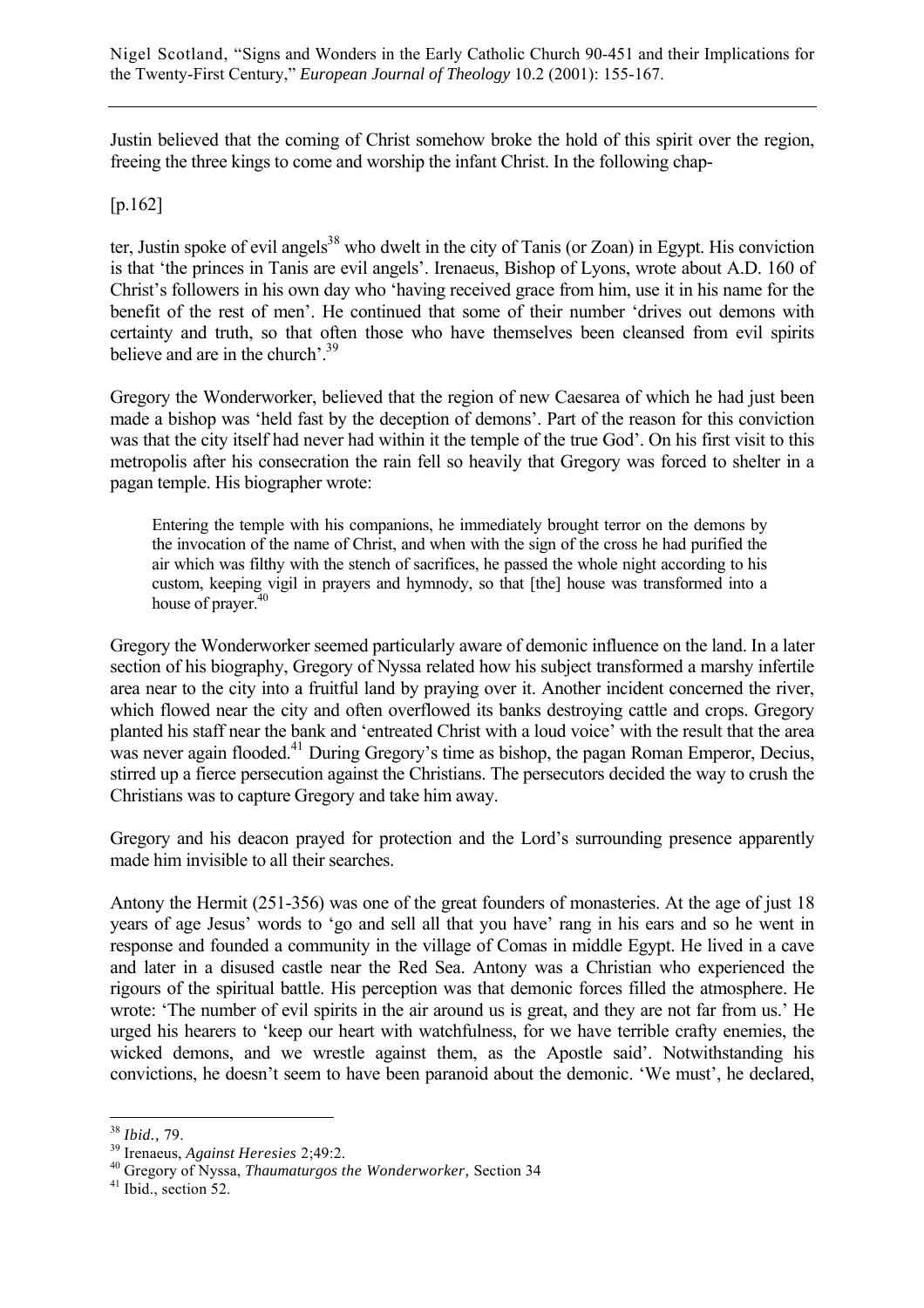Justin believed that the coming of Christ somehow broke the hold of this spirit over the region, freeing the three kings to come and worship the infant Christ. In the following chap-

[p.162]

ter, Justin spoke of evil angels[38] who dwelt in the city of Tanis (or Zoan) in Egypt. His conviction is that 'the princes in Tanis are evil angels'. Irenaeus, Bishop of Lyons, wrote about A.D. 160 of Christ's followers in his own day who 'having received grace from him, use it in his name for the benefit of the rest of men'. He continued that some of their number 'drives out demons with certainty and truth, so that often those who have themselves been cleansed from evil spirits believe and are in the church'.[39]

Gregory the Wonderworker, believed that the region of new Caesarea of which he had just been made a bishop was 'held fast by the deception of demons'. Part of the reason for this conviction was that the city itself had never had within it the temple of the true God'. On his first visit to this metropolis after his consecration the rain fell so heavily that Gregory was forced to shelter in a pagan temple. His biographer wrote:

> Entering the temple with his companions, he immediately brought terror on the demons by the invocation of the name of Christ, and when with the sign of the cross he had purified the air which was filthy with the stench of sacrifices, he passed the whole night according to his custom, keeping vigil in prayers and hymnody, so that [the] house was transformed into a house of prayer.[40]

Gregory the Wonderworker seemed particularly aware of demonic influence on the land. In a later section of his biography, Gregory of Nyssa related how his subject transformed a marshy infertile area near to the city into a fruitful land by praying over it. Another incident concerned the river, which flowed near the city and often overflowed its banks destroying cattle and crops. Gregory planted his staff near the bank and 'entreated Christ with a loud voice' with the result that the area was never again flooded.[41] During Gregory's time as bishop, the pagan Roman Emperor, Decius, stirred up a fierce persecution against the Christians. The persecutors decided the way to crush the Christians was to capture Gregory and take him away.

Gregory and his deacon prayed for protection and the Lord's surrounding presence apparently made him invisible to all their searches.

Antony the Hermit (251-356) was one of the great founders of monasteries. At the age of just 18 years of age Jesus' words to 'go and sell all that you have' rang in his ears and so he went in response and founded a community in the village of Comas in middle Egypt. He lived in a cave and later in a disused castle near the Red Sea. Antony was a Christian who experienced the rigours of the spiritual battle. His perception was that demonic forces filled the atmosphere. He wrote: 'The number of evil spirits in the air around us is great, and they are not far from us.' He urged his hearers to 'keep our heart with watchfulness, for we have terrible crafty enemies, the wicked demons, and we wrestle against them, as the Apostle said'. Notwithstanding his convictions, he doesn't seem to have been paranoid about the demonic. 'We must', he declared,

---

[38] *Ibid.*, 79.

[39] Irenaeus, *Against Heresies* 2;49:2.

[40] Gregory of Nyssa, *Thaumaturgos the Wonderworker,* Section 34

[41] Ibid., section 52.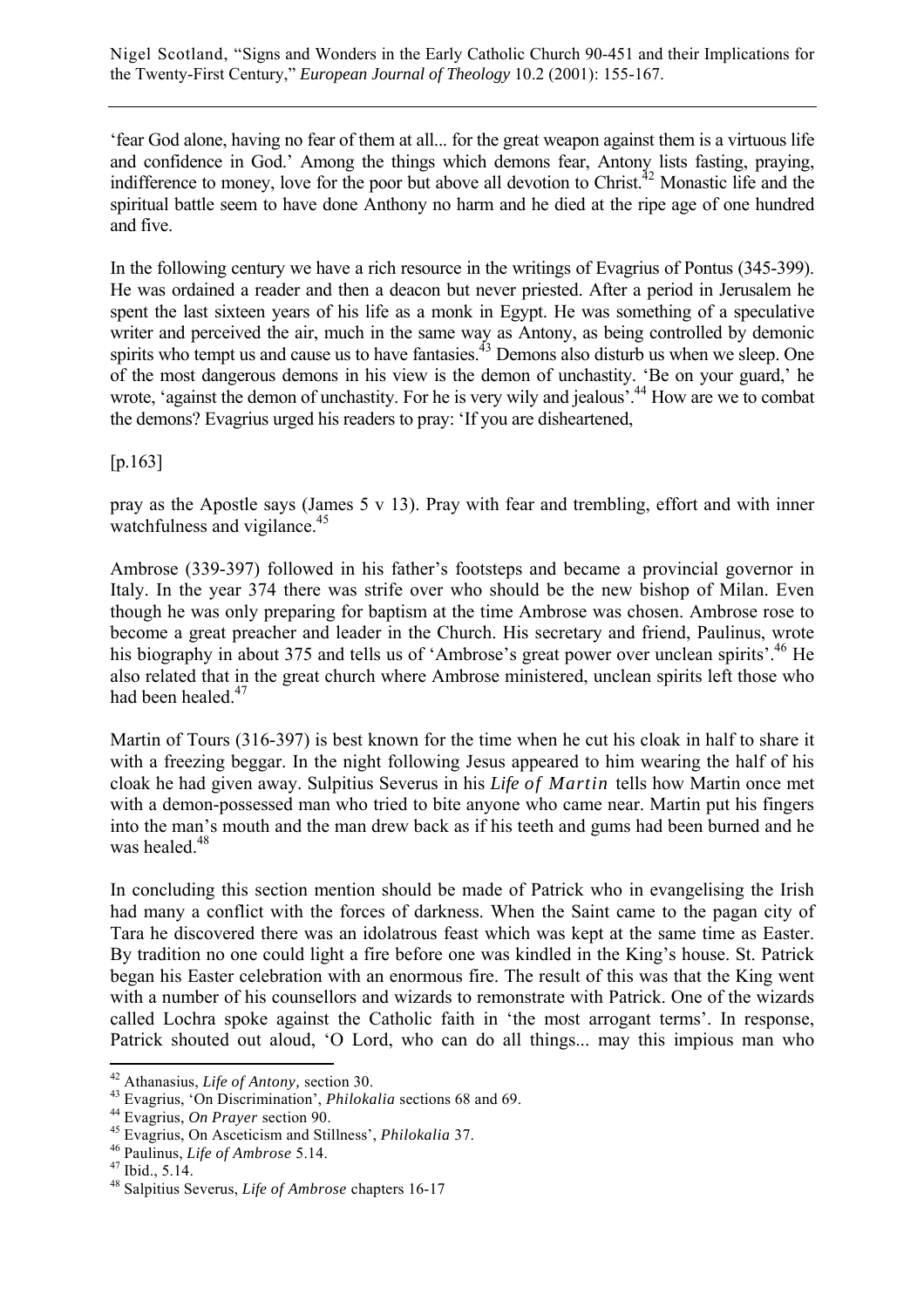'fear God alone, having no fear of them at all... for the great weapon against them is a virtuous life and confidence in God.' Among the things which demons fear, Antony lists fasting, praying, indifference to money, love for the poor but above all devotion to Christ.[42] Monastic life and the spiritual battle seem to have done Anthony no harm and he died at the ripe age of one hundred and five.

In the following century we have a rich resource in the writings of Evagrius of Pontus (345-399). He was ordained a reader and then a deacon but never priested. After a period in Jerusalem he spent the last sixteen years of his life as a monk in Egypt. He was something of a speculative writer and perceived the air, much in the same way as Antony, as being controlled by demonic spirits who tempt us and cause us to have fantasies.[43] Demons also disturb us when we sleep. One of the most dangerous demons in his view is the demon of unchastity. 'Be on your guard,' he wrote, 'against the demon of unchastity. For he is very wily and jealous'.[44] How are we to combat the demons? Evagrius urged his readers to pray: 'If you are disheartened,

[p.163]

pray as the Apostle says (James 5 v 13). Pray with fear and trembling, effort and with inner watchfulness and vigilance.[45]

Ambrose (339-397) followed in his father's footsteps and became a provincial governor in Italy. In the year 374 there was strife over who should be the new bishop of Milan. Even though he was only preparing for baptism at the time Ambrose was chosen. Ambrose rose to become a great preacher and leader in the Church. His secretary and friend, Paulinus, wrote his biography in about 375 and tells us of 'Ambrose's great power over unclean spirits'.[46] He also related that in the great church where Ambrose ministered, unclean spirits left those who had been healed.[47]

Martin of Tours (316-397) is best known for the time when he cut his cloak in half to share it with a freezing beggar. In the night following Jesus appeared to him wearing the half of his cloak he had given away. Sulpitius Severus in his *Life of Martin* tells how Martin once met with a demon-possessed man who tried to bite anyone who came near. Martin put his fingers into the man's mouth and the man drew back as if his teeth and gums had been burned and he was healed.[48]

In concluding this section mention should be made of Patrick who in evangelising the Irish had many a conflict with the forces of darkness. When the Saint came to the pagan city of Tara he discovered there was an idolatrous feast which was kept at the same time as Easter. By tradition no one could light a fire before one was kindled in the King's house. St. Patrick began his Easter celebration with an enormous fire. The result of this was that the King went with a number of his counsellors and wizards to remonstrate with Patrick. One of the wizards called Lochra spoke against the Catholic faith in 'the most arrogant terms'. In response, Patrick shouted out aloud, 'O Lord, who can do all things... may this impious man who

---

[42] Athanasius, *Life of Antony,* section 30.
[43] Evagrius, 'On Discrimination', *Philokalia* sections 68 and 69.
[44] Evagrius, *On Prayer* section 90.
[45] Evagrius, On Asceticism and Stillness', *Philokalia* 37.
[46] Paulinus, *Life of Ambrose* 5.14.
[47] Ibid., 5.14.
[48] Salpitius Severus, *Life of Ambrose* chapters 16-17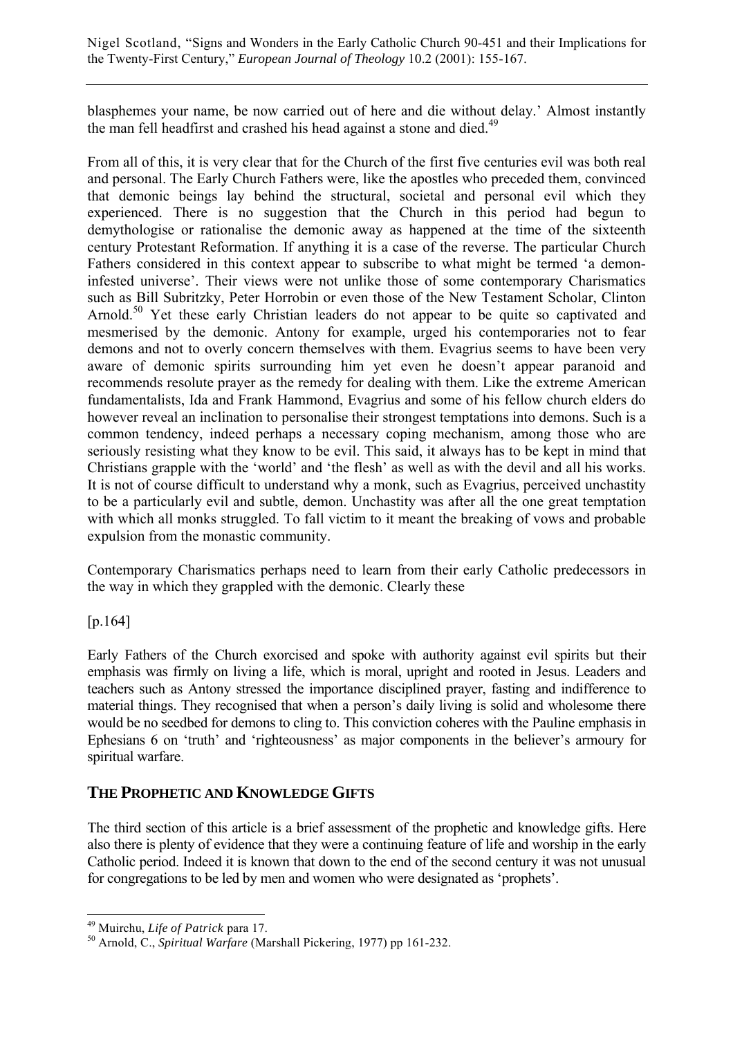blasphemes your name, be now carried out of here and die without delay.' Almost instantly the man fell headfirst and crashed his head against a stone and died.[49]

From all of this, it is very clear that for the Church of the first five centuries evil was both real and personal. The Early Church Fathers were, like the apostles who preceded them, convinced that demonic beings lay behind the structural, societal and personal evil which they experienced. There is no suggestion that the Church in this period had begun to demythologise or rationalise the demonic away as happened at the time of the sixteenth century Protestant Reformation. If anything it is a case of the reverse. The particular Church Fathers considered in this context appear to subscribe to what might be termed 'a demon-infested universe'. Their views were not unlike those of some contemporary Charismatics such as Bill Subritzky, Peter Horrobin or even those of the New Testament Scholar, Clinton Arnold.[50] Yet these early Christian leaders do not appear to be quite so captivated and mesmerised by the demonic. Antony for example, urged his contemporaries not to fear demons and not to overly concern themselves with them. Evagrius seems to have been very aware of demonic spirits surrounding him yet even he doesn't appear paranoid and recommends resolute prayer as the remedy for dealing with them. Like the extreme American fundamentalists, Ida and Frank Hammond, Evagrius and some of his fellow church elders do however reveal an inclination to personalise their strongest temptations into demons. Such is a common tendency, indeed perhaps a necessary coping mechanism, among those who are seriously resisting what they know to be evil. This said, it always has to be kept in mind that Christians grapple with the 'world' and 'the flesh' as well as with the devil and all his works. It is not of course difficult to understand why a monk, such as Evagrius, perceived unchastity to be a particularly evil and subtle, demon. Unchastity was after all the one great temptation with which all monks struggled. To fall victim to it meant the breaking of vows and probable expulsion from the monastic community.

Contemporary Charismatics perhaps need to learn from their early Catholic predecessors in the way in which they grappled with the demonic. Clearly these

[p.164]

Early Fathers of the Church exorcised and spoke with authority against evil spirits but their emphasis was firmly on living a life, which is moral, upright and rooted in Jesus. Leaders and teachers such as Antony stressed the importance disciplined prayer, fasting and indifference to material things. They recognised that when a person's daily living is solid and wholesome there would be no seedbed for demons to cling to. This conviction coheres with the Pauline emphasis in Ephesians 6 on 'truth' and 'righteousness' as major components in the believer's armoury for spiritual warfare.

## THE PROPHETIC AND KNOWLEDGE GIFTS

The third section of this article is a brief assessment of the prophetic and knowledge gifts. Here also there is plenty of evidence that they were a continuing feature of life and worship in the early Catholic period. Indeed it is known that down to the end of the second century it was not unusual for congregations to be led by men and women who were designated as 'prophets'.

---

[49] Muirchu, *Life of Patrick* para 17.

[50] Arnold, C., *Spiritual Warfare* (Marshall Pickering, 1977) pp 161-232.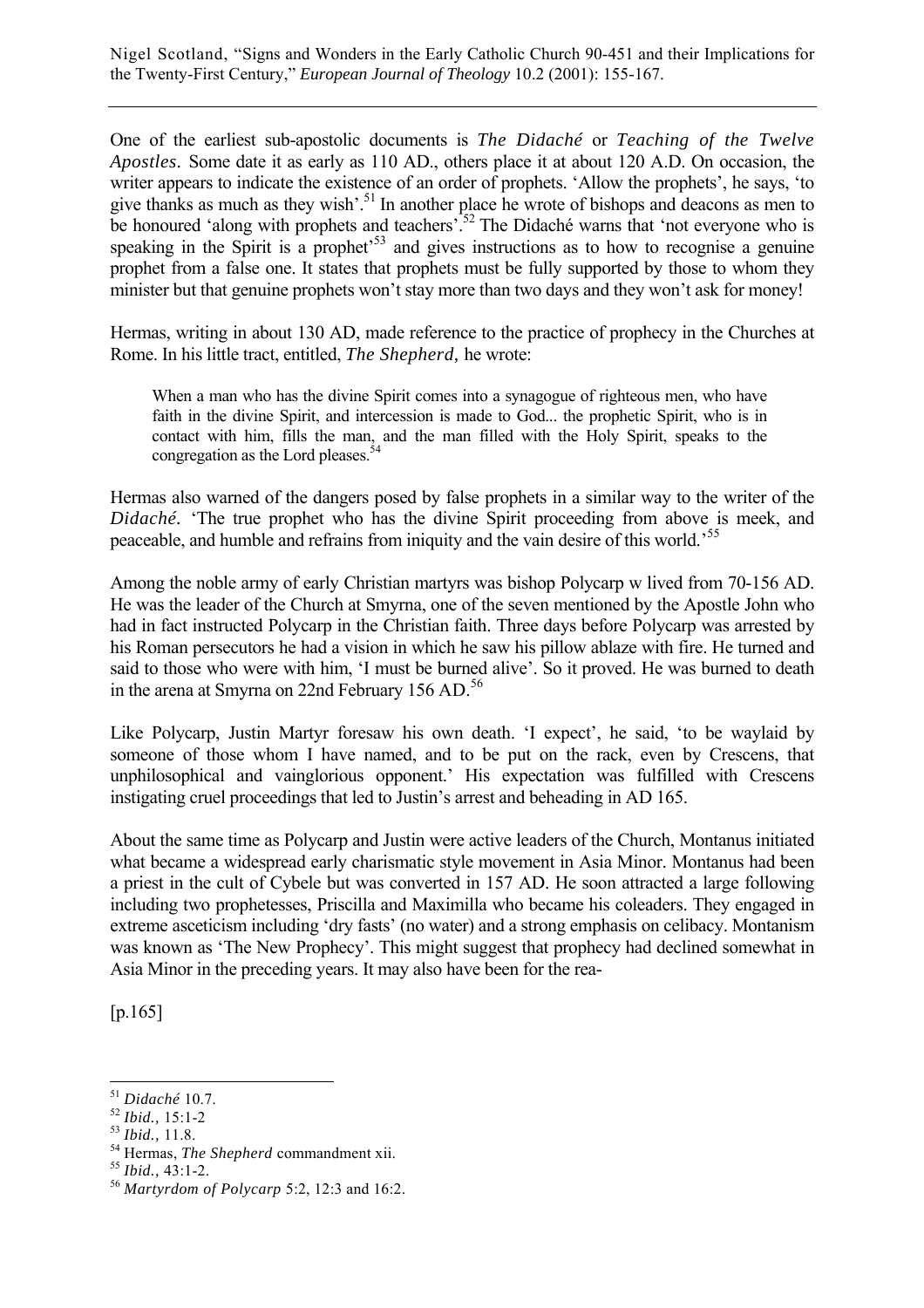One of the earliest sub-apostolic documents is *The Didaché* or *Teaching of the Twelve Apostles*. Some date it as early as 110 AD., others place it at about 120 A.D. On occasion, the writer appears to indicate the existence of an order of prophets. 'Allow the prophets', he says, 'to give thanks as much as they wish'.[51] In another place he wrote of bishops and deacons as men to be honoured 'along with prophets and teachers'.[52] The Didaché warns that 'not everyone who is speaking in the Spirit is a prophet'[53] and gives instructions as to how to recognise a genuine prophet from a false one. It states that prophets must be fully supported by those to whom they minister but that genuine prophets won't stay more than two days and they won't ask for money!

Hermas, writing in about 130 AD, made reference to the practice of prophecy in the Churches at Rome. In his little tract, entitled, *The Shepherd,* he wrote:

> When a man who has the divine Spirit comes into a synagogue of righteous men, who have faith in the divine Spirit, and intercession is made to God... the prophetic Spirit, who is in contact with him, fills the man, and the man filled with the Holy Spirit, speaks to the congregation as the Lord pleases.[54]

Hermas also warned of the dangers posed by false prophets in a similar way to the writer of the *Didaché*. 'The true prophet who has the divine Spirit proceeding from above is meek, and peaceable, and humble and refrains from iniquity and the vain desire of this world.'[55]

Among the noble army of early Christian martyrs was bishop Polycarp w lived from 70-156 AD. He was the leader of the Church at Smyrna, one of the seven mentioned by the Apostle John who had in fact instructed Polycarp in the Christian faith. Three days before Polycarp was arrested by his Roman persecutors he had a vision in which he saw his pillow ablaze with fire. He turned and said to those who were with him, 'I must be burned alive'. So it proved. He was burned to death in the arena at Smyrna on 22nd February 156 AD.[56]

Like Polycarp, Justin Martyr foresaw his own death. 'I expect', he said, 'to be waylaid by someone of those whom I have named, and to be put on the rack, even by Crescens, that unphilosophical and vainglorious opponent.' His expectation was fulfilled with Crescens instigating cruel proceedings that led to Justin's arrest and beheading in AD 165.

About the same time as Polycarp and Justin were active leaders of the Church, Montanus initiated what became a widespread early charismatic style movement in Asia Minor. Montanus had been a priest in the cult of Cybele but was converted in 157 AD. He soon attracted a large following including two prophetesses, Priscilla and Maximilla who became his coleaders. They engaged in extreme asceticism including 'dry fasts' (no water) and a strong emphasis on celibacy. Montanism was known as 'The New Prophecy'. This might suggest that prophecy had declined somewhat in Asia Minor in the preceding years. It may also have been for the rea-

[p.165]

---

[51] *Didaché* 10.7.
[52] *Ibid.,* 15:1-2
[53] *Ibid.,* 11.8.
[54] Hermas, *The Shepherd* commandment xii.
[55] *Ibid.,* 43:1-2.
[56] *Martyrdom of Polycarp* 5:2, 12:3 and 16:2.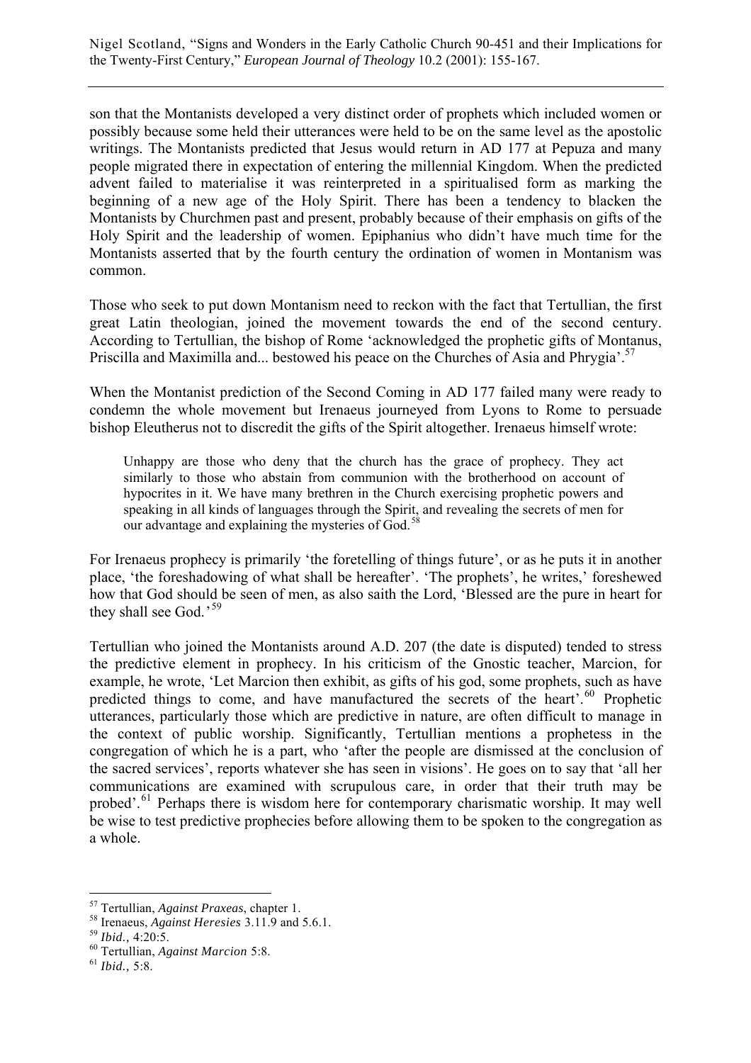son that the Montanists developed a very distinct order of prophets which included women or possibly because some held their utterances were held to be on the same level as the apostolic writings. The Montanists predicted that Jesus would return in AD 177 at Pepuza and many people migrated there in expectation of entering the millennial Kingdom. When the predicted advent failed to materialise it was reinterpreted in a spiritualised form as marking the beginning of a new age of the Holy Spirit. There has been a tendency to blacken the Montanists by Churchmen past and present, probably because of their emphasis on gifts of the Holy Spirit and the leadership of women. Epiphanius who didn't have much time for the Montanists asserted that by the fourth century the ordination of women in Montanism was common.

Those who seek to put down Montanism need to reckon with the fact that Tertullian, the first great Latin theologian, joined the movement towards the end of the second century. According to Tertullian, the bishop of Rome 'acknowledged the prophetic gifts of Montanus, Priscilla and Maximilla and... bestowed his peace on the Churches of Asia and Phrygia'.[57]

When the Montanist prediction of the Second Coming in AD 177 failed many were ready to condemn the whole movement but Irenaeus journeyed from Lyons to Rome to persuade bishop Eleutherus not to discredit the gifts of the Spirit altogether. Irenaeus himself wrote:

> Unhappy are those who deny that the church has the grace of prophecy. They act similarly to those who abstain from communion with the brotherhood on account of hypocrites in it. We have many brethren in the Church exercising prophetic powers and speaking in all kinds of languages through the Spirit, and revealing the secrets of men for our advantage and explaining the mysteries of God.[58]

For Irenaeus prophecy is primarily 'the foretelling of things future', or as he puts it in another place, 'the foreshadowing of what shall be hereafter'. 'The prophets', he writes,' foreshewed how that God should be seen of men, as also saith the Lord, 'Blessed are the pure in heart for they shall see God.'[59]

Tertullian who joined the Montanists around A.D. 207 (the date is disputed) tended to stress the predictive element in prophecy. In his criticism of the Gnostic teacher, Marcion, for example, he wrote, 'Let Marcion then exhibit, as gifts of his god, some prophets, such as have predicted things to come, and have manufactured the secrets of the heart'.[60] Prophetic utterances, particularly those which are predictive in nature, are often difficult to manage in the context of public worship. Significantly, Tertullian mentions a prophetess in the congregation of which he is a part, who 'after the people are dismissed at the conclusion of the sacred services', reports whatever she has seen in visions'. He goes on to say that 'all her communications are examined with scrupulous care, in order that their truth may be probed'.[61] Perhaps there is wisdom here for contemporary charismatic worship. It may well be wise to test predictive prophecies before allowing them to be spoken to the congregation as a whole.

---

[57] Tertullian, *Against Praxeas*, chapter 1.

[58] Irenaeus, *Against Heresies* 3.11.9 and 5.6.1.

[59] *Ibid.,* 4:20:5.

[60] Tertullian, *Against Marcion* 5:8.

[61] *Ibid.,* 5:8.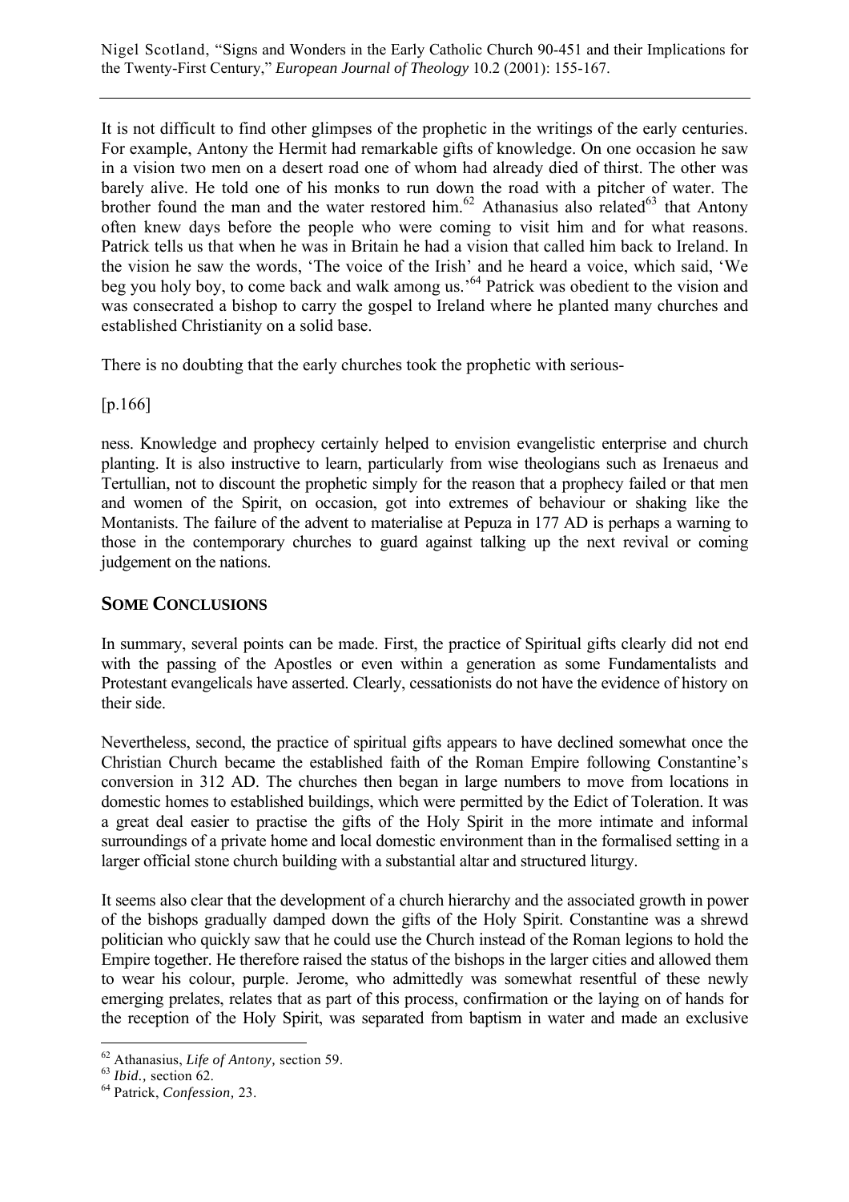It is not difficult to find other glimpses of the prophetic in the writings of the early centuries. For example, Antony the Hermit had remarkable gifts of knowledge. On one occasion he saw in a vision two men on a desert road one of whom had already died of thirst. The other was barely alive. He told one of his monks to run down the road with a pitcher of water. The brother found the man and the water restored him.[62] Athanasius also related[63] that Antony often knew days before the people who were coming to visit him and for what reasons. Patrick tells us that when he was in Britain he had a vision that called him back to Ireland. In the vision he saw the words, 'The voice of the Irish' and he heard a voice, which said, 'We beg you holy boy, to come back and walk among us.'[64] Patrick was obedient to the vision and was consecrated a bishop to carry the gospel to Ireland where he planted many churches and established Christianity on a solid base.

There is no doubting that the early churches took the prophetic with serious-

[p.166]

ness. Knowledge and prophecy certainly helped to envision evangelistic enterprise and church planting. It is also instructive to learn, particularly from wise theologians such as Irenaeus and Tertullian, not to discount the prophetic simply for the reason that a prophecy failed or that men and women of the Spirit, on occasion, got into extremes of behaviour or shaking like the Montanists. The failure of the advent to materialise at Pepuza in 177 AD is perhaps a warning to those in the contemporary churches to guard against talking up the next revival or coming judgement on the nations.

## Some Conclusions

In summary, several points can be made. First, the practice of Spiritual gifts clearly did not end with the passing of the Apostles or even within a generation as some Fundamentalists and Protestant evangelicals have asserted. Clearly, cessationists do not have the evidence of history on their side.

Nevertheless, second, the practice of spiritual gifts appears to have declined somewhat once the Christian Church became the established faith of the Roman Empire following Constantine's conversion in 312 AD. The churches then began in large numbers to move from locations in domestic homes to established buildings, which were permitted by the Edict of Toleration. It was a great deal easier to practise the gifts of the Holy Spirit in the more intimate and informal surroundings of a private home and local domestic environment than in the formalised setting in a larger official stone church building with a substantial altar and structured liturgy.

It seems also clear that the development of a church hierarchy and the associated growth in power of the bishops gradually damped down the gifts of the Holy Spirit. Constantine was a shrewd politician who quickly saw that he could use the Church instead of the Roman legions to hold the Empire together. He therefore raised the status of the bishops in the larger cities and allowed them to wear his colour, purple. Jerome, who admittedly was somewhat resentful of these newly emerging prelates, relates that as part of this process, confirmation or the laying on of hands for the reception of the Holy Spirit, was separated from baptism in water and made an exclusive

---

[62] Athanasius, *Life of Antony,* section 59.

[63] *Ibid.,* section 62.

[64] Patrick, *Confession,* 23.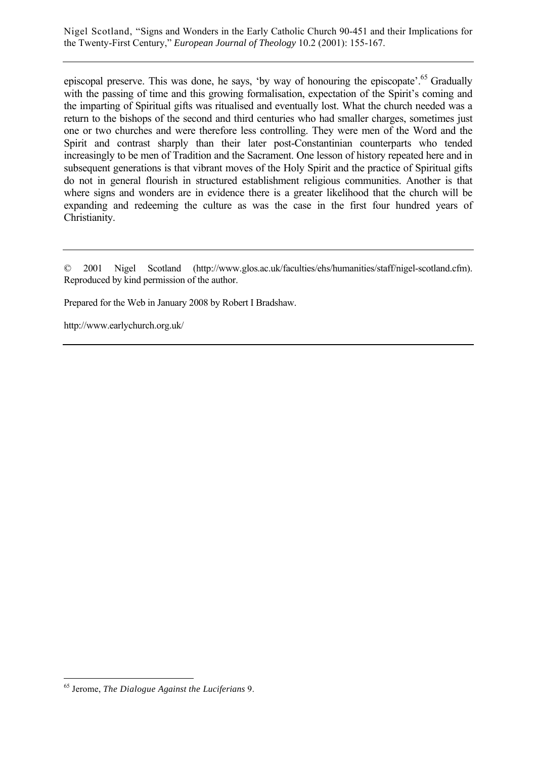episcopal preserve. This was done, he says, 'by way of honouring the episcopate'.[65] Gradually with the passing of time and this growing formalisation, expectation of the Spirit's coming and the imparting of Spiritual gifts was ritualised and eventually lost. What the church needed was a return to the bishops of the second and third centuries who had smaller charges, sometimes just one or two churches and were therefore less controlling. They were men of the Word and the Spirit and contrast sharply than their later post-Constantinian counterparts who tended increasingly to be men of Tradition and the Sacrament. One lesson of history repeated here and in subsequent generations is that vibrant moves of the Holy Spirit and the practice of Spiritual gifts do not in general flourish in structured establishment religious communities. Another is that where signs and wonders are in evidence there is a greater likelihood that the church will be expanding and redeeming the culture as was the case in the first four hundred years of Christianity.

---

© 2001 Nigel Scotland (http://www.glos.ac.uk/faculties/ehs/humanities/staff/nigel-scotland.cfm). Reproduced by kind permission of the author.

Prepared for the Web in January 2008 by Robert I Bradshaw.

http://www.earlychurch.org.uk/

---

[65] Jerome, *The Dialogue Against the Luciferians* 9.